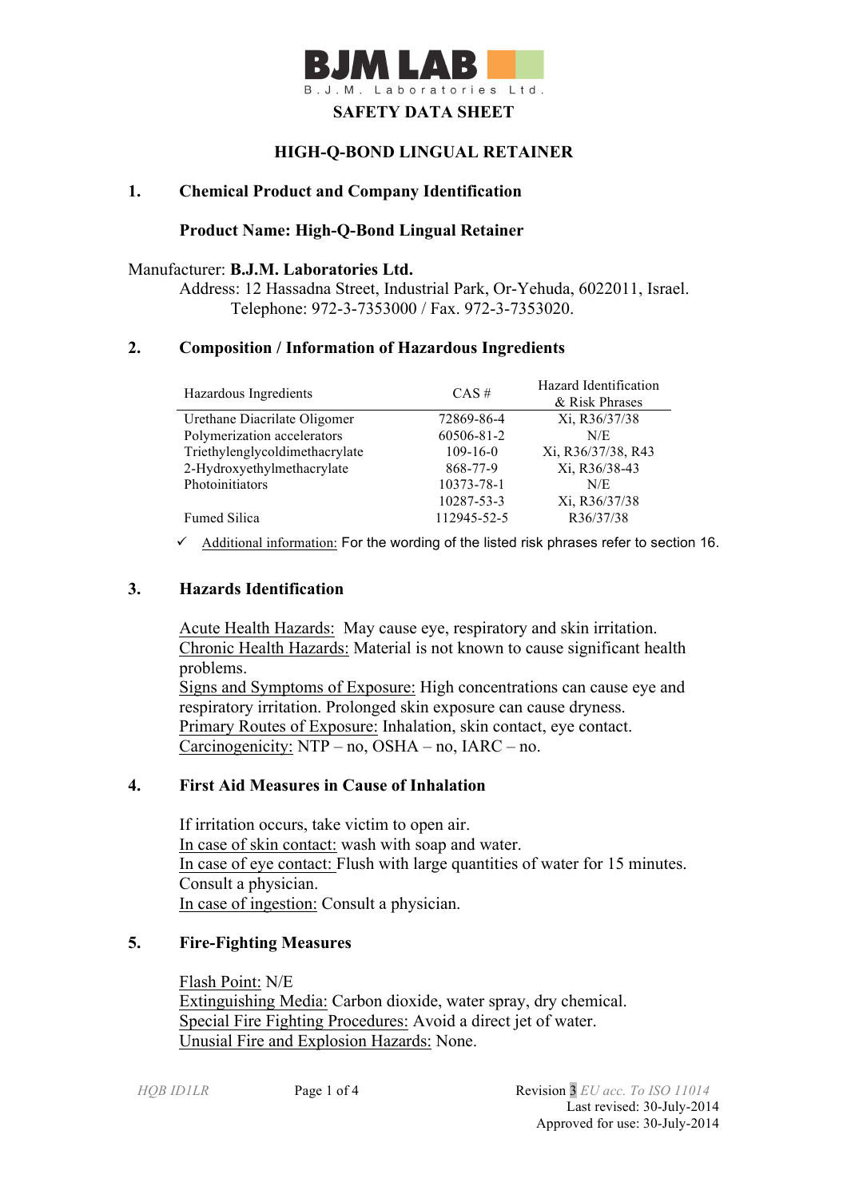**BJM LAB**

B.J.M. Laboratories Ltd.

# SAFETY DATA SHEET

## HIGH-Q-BOND LINGUAL RETAINER

## 1. Chemical Product and Company Identification

**Product Name: High-Q-Bond Lingual Retainer**

Manufacturer: **B.J.M. Laboratories Ltd.**
Address: 12 Hassadna Street, Industrial Park, Or-Yehuda, 6022011, Israel.
Telephone: 972-3-7353000 / Fax. 972-3-7353020.

## 2. Composition / Information of Hazardous Ingredients

| Hazardous Ingredients | CAS # | Hazard Identification & Risk Phrases |
|---|---|---|
| Urethane Diacrilate Oligomer | 72869-86-4 | Xi, R36/37/38 |
| Polymerization accelerators | 60506-81-2 | N/E |
| Triethylenglycoldimethacrylate | 109-16-0 | Xi, R36/37/38, R43 |
| 2-Hydroxyethylmethacrylate | 868-77-9 | Xi, R36/38-43 |
| Photoinitiators | 10373-78-1 | N/E |
| | 10287-53-3 | Xi, R36/37/38 |
| Fumed Silica | 112945-52-5 | R36/37/38 |

✓ Additional information: For the wording of the listed risk phrases refer to section 16.

## 3. Hazards Identification

Acute Health Hazards: May cause eye, respiratory and skin irritation.
Chronic Health Hazards: Material is not known to cause significant health problems.
Signs and Symptoms of Exposure: High concentrations can cause eye and respiratory irritation. Prolonged skin exposure can cause dryness.
Primary Routes of Exposure: Inhalation, skin contact, eye contact.
Carcinogenicity: NTP – no, OSHA – no, IARC – no.

## 4. First Aid Measures in Cause of Inhalation

If irritation occurs, take victim to open air.
In case of skin contact: wash with soap and water.
In case of eye contact: Flush with large quantities of water for 15 minutes. Consult a physician.
In case of ingestion: Consult a physician.

## 5. Fire-Fighting Measures

Flash Point: N/E
Extinguishing Media: Carbon dioxide, water spray, dry chemical.
Special Fire Fighting Procedures: Avoid a direct jet of water.
Unusial Fire and Explosion Hazards: None.

*HQB ID1LR* Revision 3 *EU acc. To ISO 11014*
Last revised: 30-July-2014
Approved for use: 30-July-2014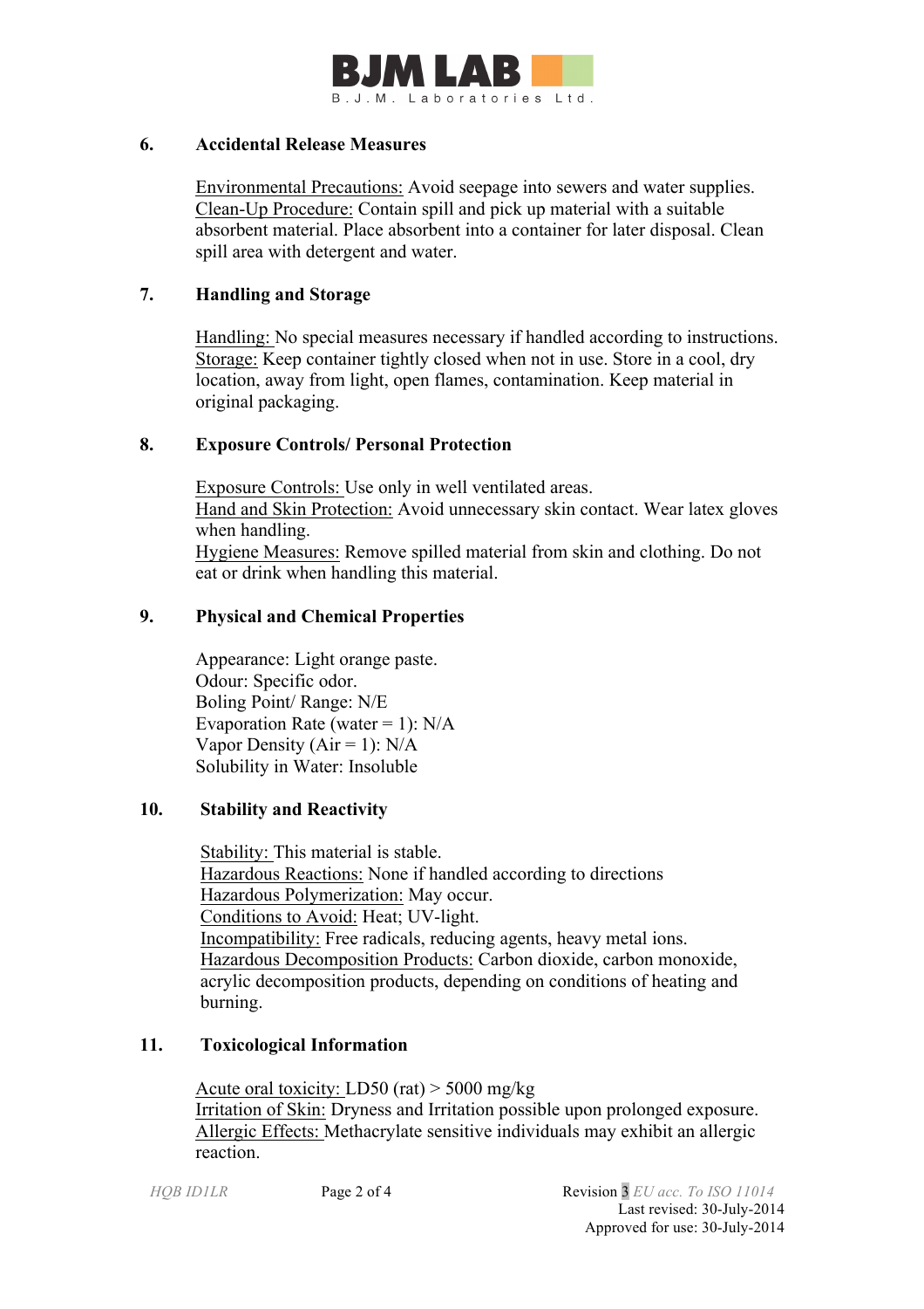## 6. Accidental Release Measures

Environmental Precautions: Avoid seepage into sewers and water supplies.
Clean-Up Procedure: Contain spill and pick up material with a suitable absorbent material. Place absorbent into a container for later disposal. Clean spill area with detergent and water.

## 7. Handling and Storage

Handling: No special measures necessary if handled according to instructions.
Storage: Keep container tightly closed when not in use. Store in a cool, dry location, away from light, open flames, contamination. Keep material in original packaging.

## 8. Exposure Controls/ Personal Protection

Exposure Controls: Use only in well ventilated areas.
Hand and Skin Protection: Avoid unnecessary skin contact. Wear latex gloves when handling.
Hygiene Measures: Remove spilled material from skin and clothing. Do not eat or drink when handling this material.

## 9. Physical and Chemical Properties

Appearance: Light orange paste.
Odour: Specific odor.
Boling Point/ Range: N/E
Evaporation Rate (water = 1): N/A
Vapor Density (Air = 1): N/A
Solubility in Water: Insoluble

## 10. Stability and Reactivity

Stability: This material is stable.
Hazardous Reactions: None if handled according to directions
Hazardous Polymerization: May occur.
Conditions to Avoid: Heat; UV-light.
Incompatibility: Free radicals, reducing agents, heavy metal ions.
Hazardous Decomposition Products: Carbon dioxide, carbon monoxide, acrylic decomposition products, depending on conditions of heating and burning.

## 11. Toxicological Information

Acute oral toxicity: LD50 (rat) > 5000 mg/kg
Irritation of Skin: Dryness and Irritation possible upon prolonged exposure.
Allergic Effects: Methacrylate sensitive individuals may exhibit an allergic reaction.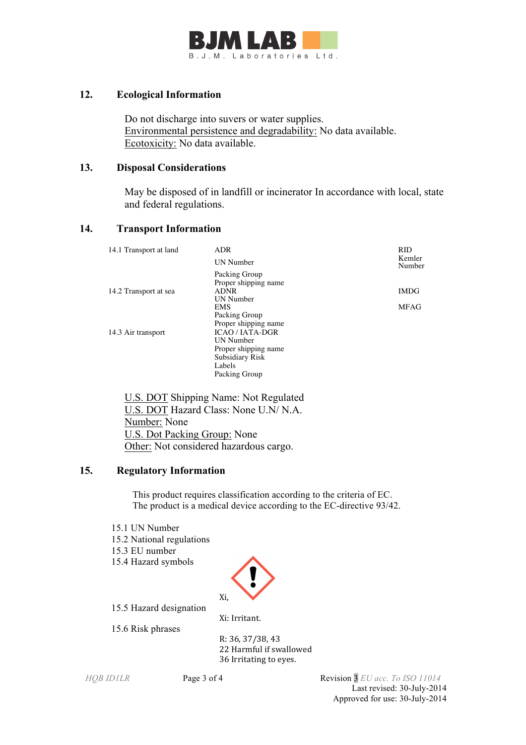## 12. Ecological Information

Do not discharge into suvers or water supplies.
Environmental persistence and degradability: No data available.
Ecotoxicity: No data available.

## 13. Disposal Considerations

May be disposed of in landfill or incinerator In accordance with local, state and federal regulations.

## 14. Transport Information

| | | |
|---|---|---|
| 14.1 Transport at land | ADR | RID |
| | UN Number | Kemler Number |
| | Packing Group | |
| | Proper shipping name | |
| 14.2 Transport at sea | ADNR | IMDG |
| | UN Number | |
| | EMS | MFAG |
| | Packing Group | |
| | Proper shipping name | |
| 14.3 Air transport | ICAO / IATA-DGR | |
| | UN Number | |
| | Proper shipping name | |
| | Subsidiary Risk | |
| | Labels | |
| | Packing Group | |

U.S. DOT Shipping Name: Not Regulated
U.S. DOT Hazard Class: None U.N/ N.A.
Number: None
U.S. Dot Packing Group: None
Other: Not considered hazardous cargo.

## 15. Regulatory Information

This product requires classification according to the criteria of EC.
The product is a medical device according to the EC-directive 93/42.

15.1 UN Number
15.2 National regulations
15.3 EU number
15.4 Hazard symbols

Xi,

15.5 Hazard designation

Xi: Irritant.

15.6 Risk phrases

R: 36, 37/38, 43
22 Harmful if swallowed
36 Irritating to eyes.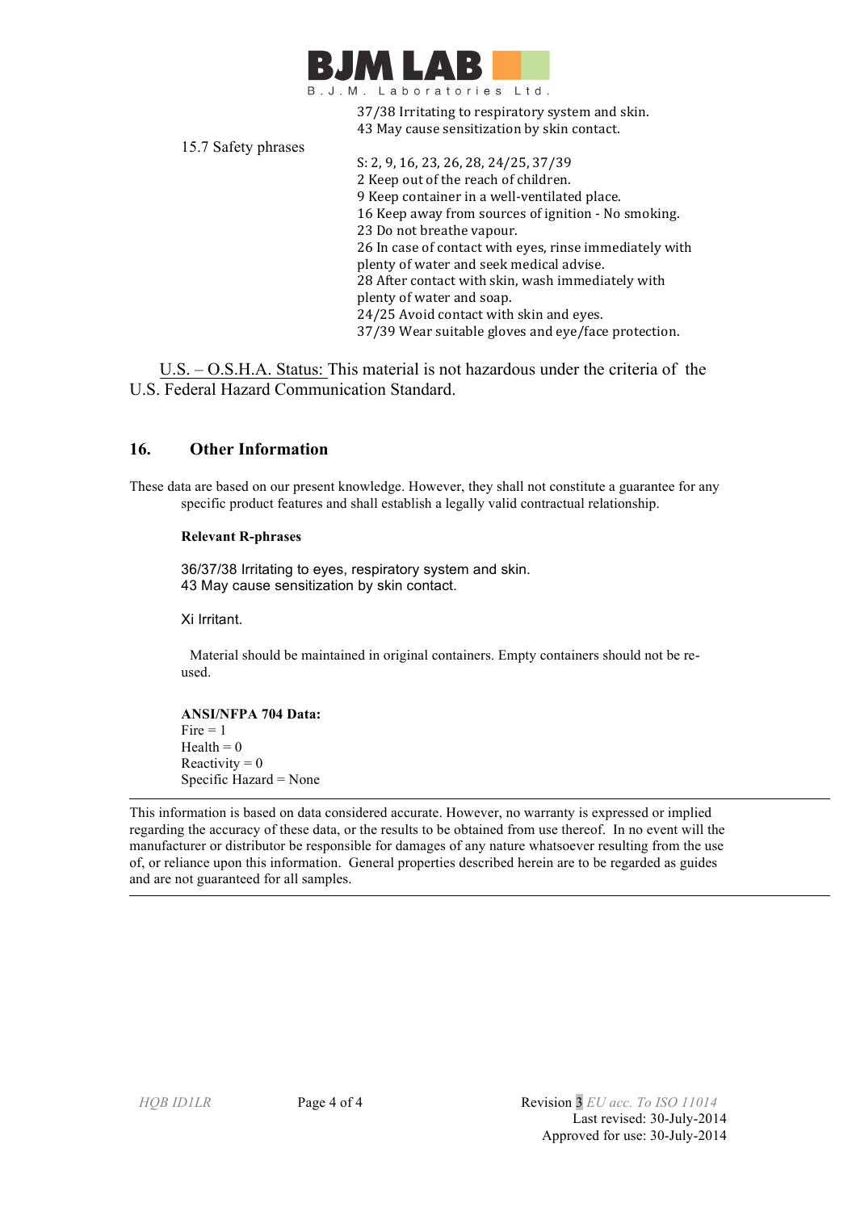37/38 Irritating to respiratory system and skin.
43 May cause sensitization by skin contact.

15.7 Safety phrases

S: 2, 9, 16, 23, 26, 28, 24/25, 37/39
2 Keep out of the reach of children.
9 Keep container in a well-ventilated place.
16 Keep away from sources of ignition - No smoking.
23 Do not breathe vapour.
26 In case of contact with eyes, rinse immediately with plenty of water and seek medical advise.
28 After contact with skin, wash immediately with plenty of water and soap.
24/25 Avoid contact with skin and eyes.
37/39 Wear suitable gloves and eye/face protection.

U.S. – O.S.H.A. Status: This material is not hazardous under the criteria of the U.S. Federal Hazard Communication Standard.

## 16. Other Information

These data are based on our present knowledge. However, they shall not constitute a guarantee for any specific product features and shall establish a legally valid contractual relationship.

**Relevant R-phrases**

36/37/38 Irritating to eyes, respiratory system and skin.
43 May cause sensitization by skin contact.

Xi Irritant.

Material should be maintained in original containers. Empty containers should not be re-used.

**ANSI/NFPA 704 Data:**
Fire = 1
Health = 0
Reactivity = 0
Specific Hazard = None

---

This information is based on data considered accurate. However, no warranty is expressed or implied regarding the accuracy of these data, or the results to be obtained from use thereof. In no event will the manufacturer or distributor be responsible for damages of any nature whatsoever resulting from the use of, or reliance upon this information. General properties described herein are to be regarded as guides and are not guaranteed for all samples.

---